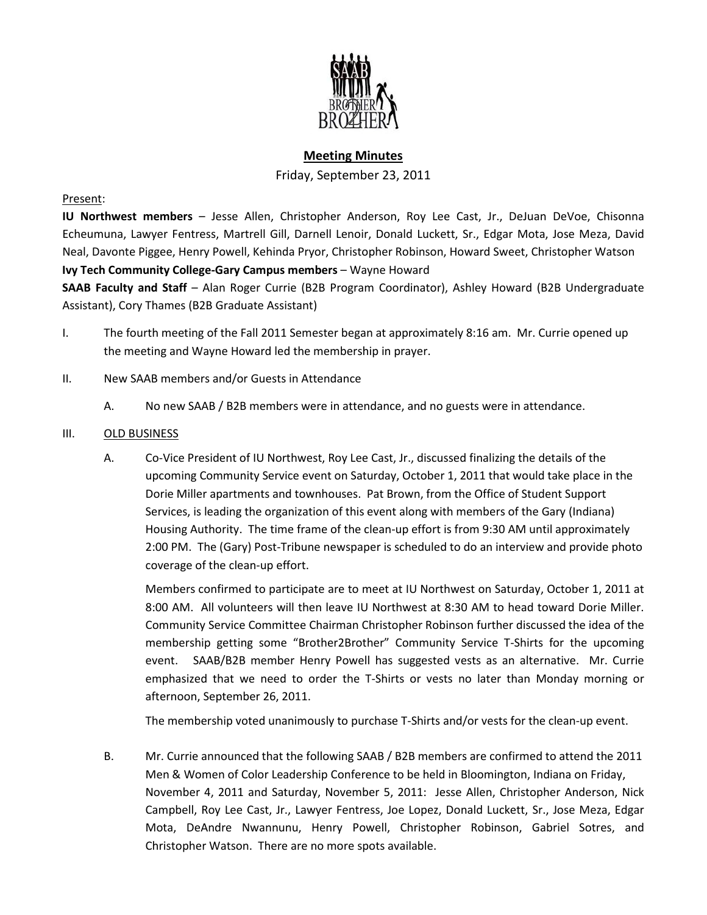## Meeting Minutes

Friday, September 23, 2011

Present:

**IU Northwest members** – Jesse Allen, Christopher Anderson, Roy Lee Cast, Jr., DeJuan DeVoe, Chisonna Echeumuna, Lawyer Fentress, Martrell Gill, Darnell Lenoir, Donald Luckett, Sr., Edgar Mota, Jose Meza, David Neal, Davonte Piggee, Henry Powell, Kehinda Pryor, Christopher Robinson, Howard Sweet, Christopher Watson

**Ivy Tech Community College-Gary Campus members** – Wayne Howard

**SAAB Faculty and Staff** – Alan Roger Currie (B2B Program Coordinator), Ashley Howard (B2B Undergraduate Assistant), Cory Thames (B2B Graduate Assistant)

I. The fourth meeting of the Fall 2011 Semester began at approximately 8:16 am. Mr. Currie opened up the meeting and Wayne Howard led the membership in prayer.

II. New SAAB members and/or Guests in Attendance

   A. No new SAAB / B2B members were in attendance, and no guests were in attendance.

III. OLD BUSINESS

   A. Co-Vice President of IU Northwest, Roy Lee Cast, Jr., discussed finalizing the details of the upcoming Community Service event on Saturday, October 1, 2011 that would take place in the Dorie Miller apartments and townhouses. Pat Brown, from the Office of Student Support Services, is leading the organization of this event along with members of the Gary (Indiana) Housing Authority. The time frame of the clean-up effort is from 9:30 AM until approximately 2:00 PM. The (Gary) Post-Tribune newspaper is scheduled to do an interview and provide photo coverage of the clean-up effort.

   Members confirmed to participate are to meet at IU Northwest on Saturday, October 1, 2011 at 8:00 AM. All volunteers will then leave IU Northwest at 8:30 AM to head toward Dorie Miller. Community Service Committee Chairman Christopher Robinson further discussed the idea of the membership getting some "Brother2Brother" Community Service T-Shirts for the upcoming event. SAAB/B2B member Henry Powell has suggested vests as an alternative. Mr. Currie emphasized that we need to order the T-Shirts or vests no later than Monday morning or afternoon, September 26, 2011.

   The membership voted unanimously to purchase T-Shirts and/or vests for the clean-up event.

   B. Mr. Currie announced that the following SAAB / B2B members are confirmed to attend the 2011 Men & Women of Color Leadership Conference to be held in Bloomington, Indiana on Friday, November 4, 2011 and Saturday, November 5, 2011: Jesse Allen, Christopher Anderson, Nick Campbell, Roy Lee Cast, Jr., Lawyer Fentress, Joe Lopez, Donald Luckett, Sr., Jose Meza, Edgar Mota, DeAndre Nwannunu, Henry Powell, Christopher Robinson, Gabriel Sotres, and Christopher Watson. There are no more spots available.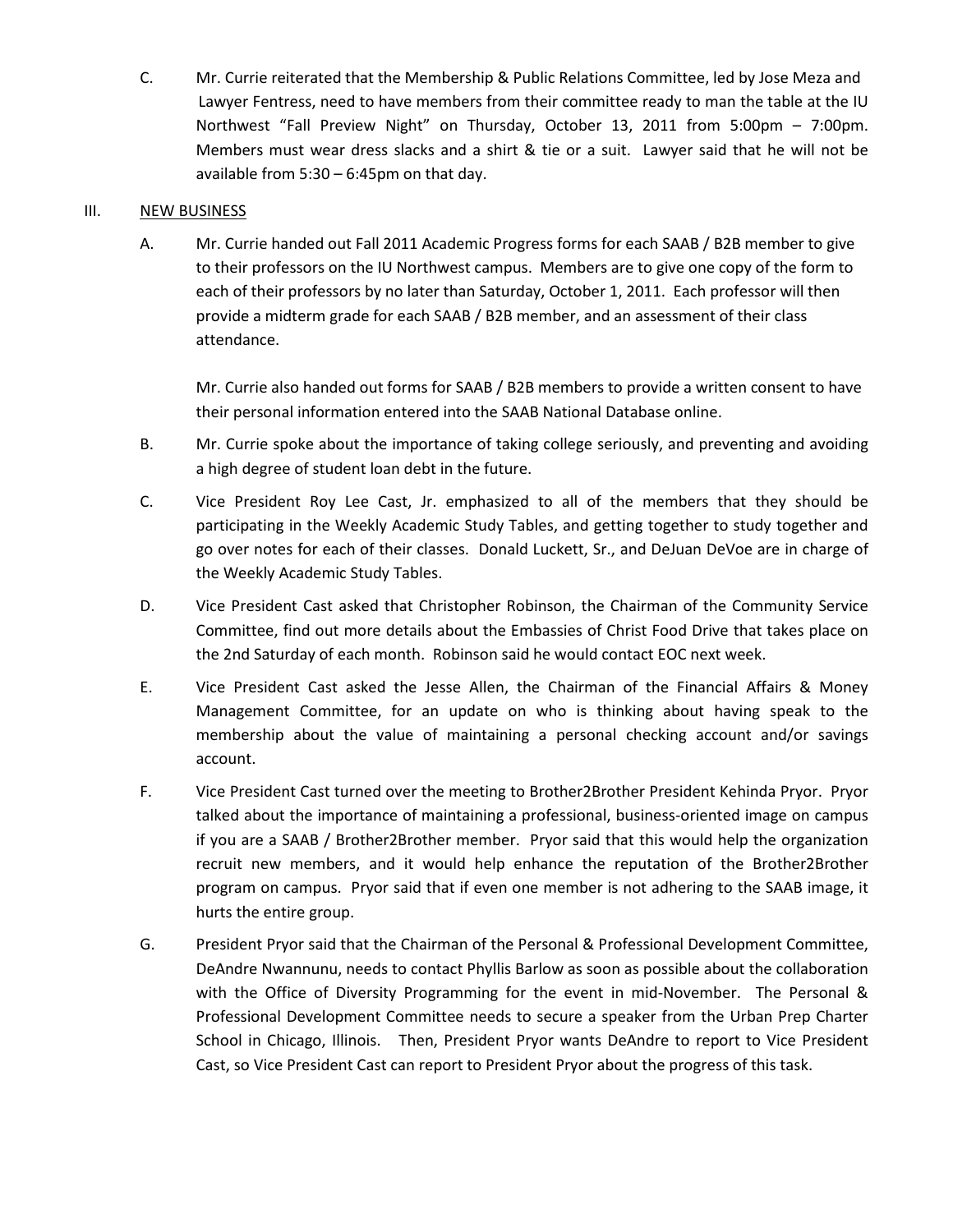C. Mr. Currie reiterated that the Membership & Public Relations Committee, led by Jose Meza and Lawyer Fentress, need to have members from their committee ready to man the table at the IU Northwest "Fall Preview Night" on Thursday, October 13, 2011 from 5:00pm – 7:00pm. Members must wear dress slacks and a shirt & tie or a suit. Lawyer said that he will not be available from 5:30 – 6:45pm on that day.

III. <u>NEW BUSINESS</u>

A. Mr. Currie handed out Fall 2011 Academic Progress forms for each SAAB / B2B member to give to their professors on the IU Northwest campus. Members are to give one copy of the form to each of their professors by no later than Saturday, October 1, 2011. Each professor will then provide a midterm grade for each SAAB / B2B member, and an assessment of their class attendance.

   Mr. Currie also handed out forms for SAAB / B2B members to provide a written consent to have their personal information entered into the SAAB National Database online.

B. Mr. Currie spoke about the importance of taking college seriously, and preventing and avoiding a high degree of student loan debt in the future.

C. Vice President Roy Lee Cast, Jr. emphasized to all of the members that they should be participating in the Weekly Academic Study Tables, and getting together to study together and go over notes for each of their classes. Donald Luckett, Sr., and DeJuan DeVoe are in charge of the Weekly Academic Study Tables.

D. Vice President Cast asked that Christopher Robinson, the Chairman of the Community Service Committee, find out more details about the Embassies of Christ Food Drive that takes place on the 2nd Saturday of each month. Robinson said he would contact EOC next week.

E. Vice President Cast asked the Jesse Allen, the Chairman of the Financial Affairs & Money Management Committee, for an update on who is thinking about having speak to the membership about the value of maintaining a personal checking account and/or savings account.

F. Vice President Cast turned over the meeting to Brother2Brother President Kehinda Pryor. Pryor talked about the importance of maintaining a professional, business-oriented image on campus if you are a SAAB / Brother2Brother member. Pryor said that this would help the organization recruit new members, and it would help enhance the reputation of the Brother2Brother program on campus. Pryor said that if even one member is not adhering to the SAAB image, it hurts the entire group.

G. President Pryor said that the Chairman of the Personal & Professional Development Committee, DeAndre Nwannunu, needs to contact Phyllis Barlow as soon as possible about the collaboration with the Office of Diversity Programming for the event in mid-November. The Personal & Professional Development Committee needs to secure a speaker from the Urban Prep Charter School in Chicago, Illinois. Then, President Pryor wants DeAndre to report to Vice President Cast, so Vice President Cast can report to President Pryor about the progress of this task.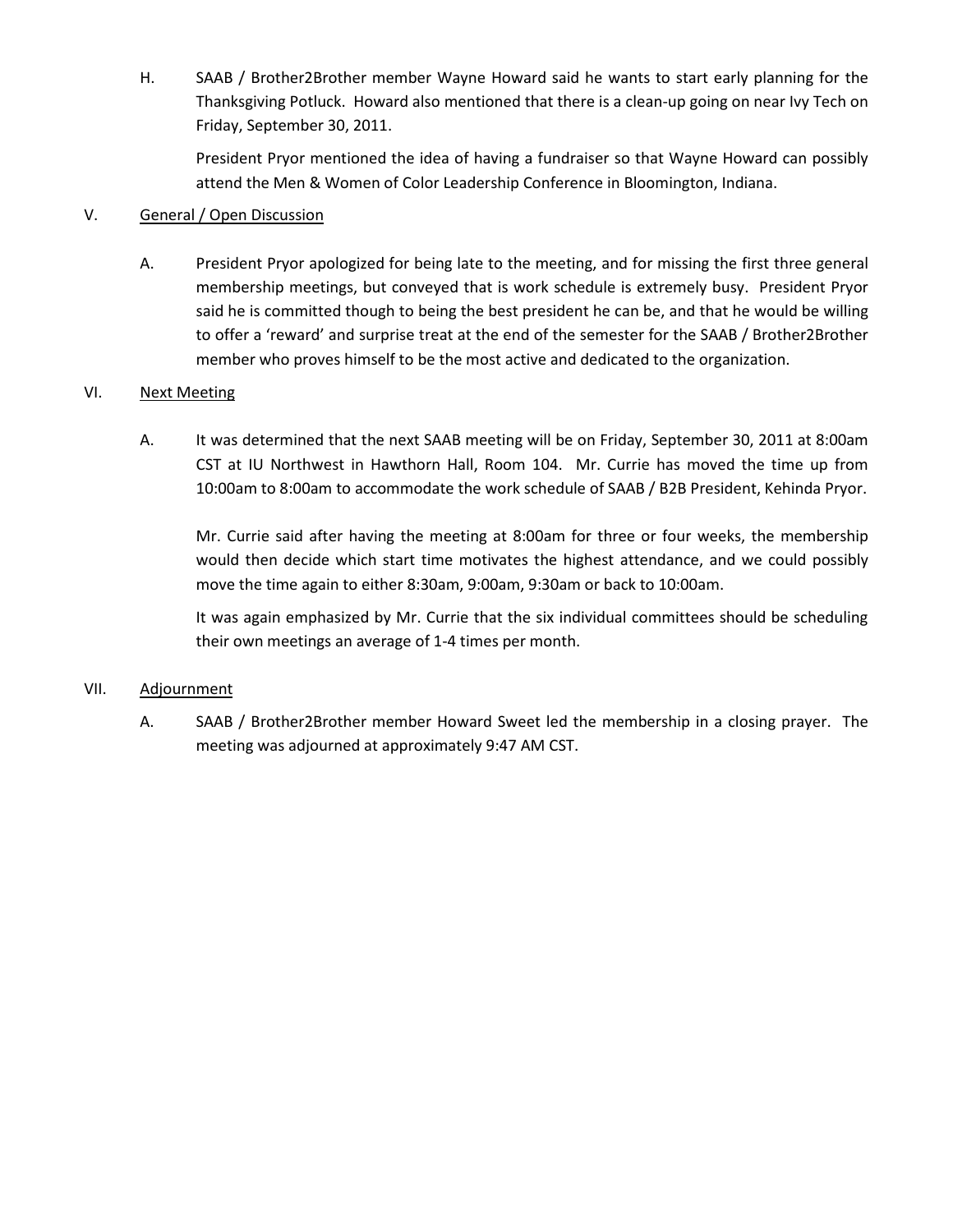H. SAAB / Brother2Brother member Wayne Howard said he wants to start early planning for the Thanksgiving Potluck. Howard also mentioned that there is a clean-up going on near Ivy Tech on Friday, September 30, 2011.

President Pryor mentioned the idea of having a fundraiser so that Wayne Howard can possibly attend the Men & Women of Color Leadership Conference in Bloomington, Indiana.

V. <u>General / Open Discussion</u>

A. President Pryor apologized for being late to the meeting, and for missing the first three general membership meetings, but conveyed that is work schedule is extremely busy. President Pryor said he is committed though to being the best president he can be, and that he would be willing to offer a 'reward' and surprise treat at the end of the semester for the SAAB / Brother2Brother member who proves himself to be the most active and dedicated to the organization.

VI. <u>Next Meeting</u>

A. It was determined that the next SAAB meeting will be on Friday, September 30, 2011 at 8:00am CST at IU Northwest in Hawthorn Hall, Room 104. Mr. Currie has moved the time up from 10:00am to 8:00am to accommodate the work schedule of SAAB / B2B President, Kehinda Pryor.

Mr. Currie said after having the meeting at 8:00am for three or four weeks, the membership would then decide which start time motivates the highest attendance, and we could possibly move the time again to either 8:30am, 9:00am, 9:30am or back to 10:00am.

It was again emphasized by Mr. Currie that the six individual committees should be scheduling their own meetings an average of 1-4 times per month.

VII. <u>Adjournment</u>

A. SAAB / Brother2Brother member Howard Sweet led the membership in a closing prayer. The meeting was adjourned at approximately 9:47 AM CST.